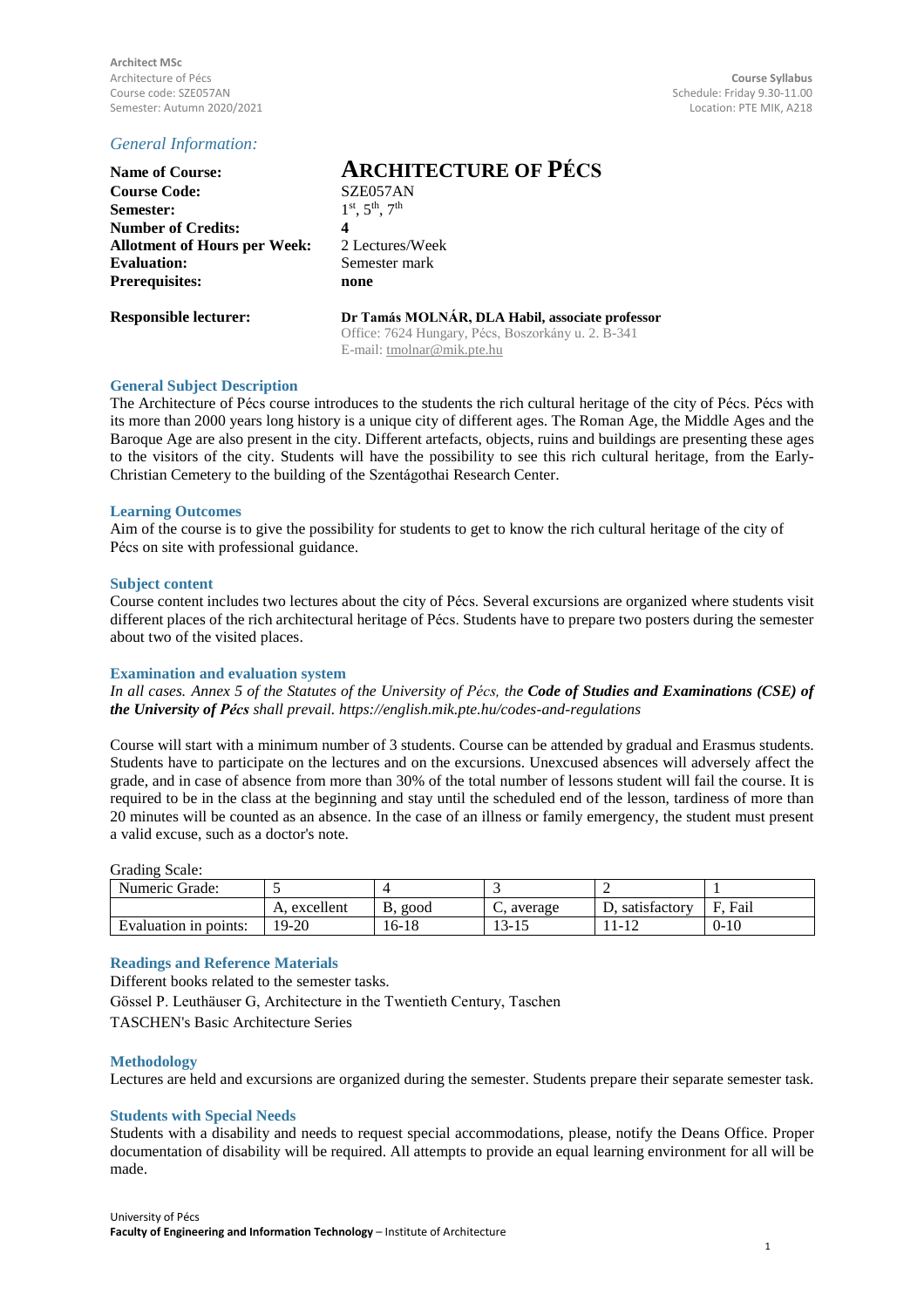**Architect MSc**
Architecture of Pécs
Course code: SZE057AN
Semester: Autumn 2020/2021

**Course Syllabus**
Schedule: Friday 9.30-11.00
Location: PTE MIK, A218

*General Information:*

| | |
|---|---|
| **Name of Course:** | **ARCHITECTURE OF PÉCS** |
| **Course Code:** | SZE057AN |
| **Semester:** | 1st, 5th, 7th |
| **Number of Credits:** | **4** |
| **Allotment of Hours per Week:** | 2 Lectures/Week |
| **Evaluation:** | Semester mark |
| **Prerequisites:** | **none** |
| **Responsible lecturer:** | **Dr Tamás MOLNÁR, DLA Habil, associate professor**<br>Office: 7624 Hungary, Pécs, Boszorkány u. 2. B-341<br>E-mail: tmolnar@mik.pte.hu |

## General Subject Description

The Architecture of Pécs course introduces to the students the rich cultural heritage of the city of Pécs. Pécs with its more than 2000 years long history is a unique city of different ages. The Roman Age, the Middle Ages and the Baroque Age are also present in the city. Different artefacts, objects, ruins and buildings are presenting these ages to the visitors of the city. Students will have the possibility to see this rich cultural heritage, from the Early-Christian Cemetery to the building of the Szentágothai Research Center.

## Learning Outcomes

Aim of the course is to give the possibility for students to get to know the rich cultural heritage of the city of Pécs on site with professional guidance.

## Subject content

Course content includes two lectures about the city of Pécs. Several excursions are organized where students visit different places of the rich architectural heritage of Pécs. Students have to prepare two posters during the semester about two of the visited places.

## Examination and evaluation system

*In all cases. Annex 5 of the Statutes of the University of Pécs, the **Code of Studies and Examinations (CSE) of the University of Pécs** shall prevail. https://english.mik.pte.hu/codes-and-regulations*

Course will start with a minimum number of 3 students. Course can be attended by gradual and Erasmus students. Students have to participate on the lectures and on the excursions. Unexcused absences will adversely affect the grade, and in case of absence from more than 30% of the total number of lessons student will fail the course. It is required to be in the class at the beginning and stay until the scheduled end of the lesson, tardiness of more than 20 minutes will be counted as an absence. In the case of an illness or family emergency, the student must present a valid excuse, such as a doctor's note.

Grading Scale:

| Numeric Grade: | 5 | 4 | 3 | 2 | 1 |
|---|---|---|---|---|---|
| | A, excellent | B, good | C, average | D, satisfactory | F, Fail |
| Evaluation in points: | 19-20 | 16-18 | 13-15 | 11-12 | 0-10 |

## Readings and Reference Materials

Different books related to the semester tasks.

Gössel P. Leuthäuser G, Architecture in the Twentieth Century, Taschen

TASCHEN's Basic Architecture Series

## Methodology

Lectures are held and excursions are organized during the semester. Students prepare their separate semester task.

## Students with Special Needs

Students with a disability and needs to request special accommodations, please, notify the Deans Office. Proper documentation of disability will be required. All attempts to provide an equal learning environment for all will be made.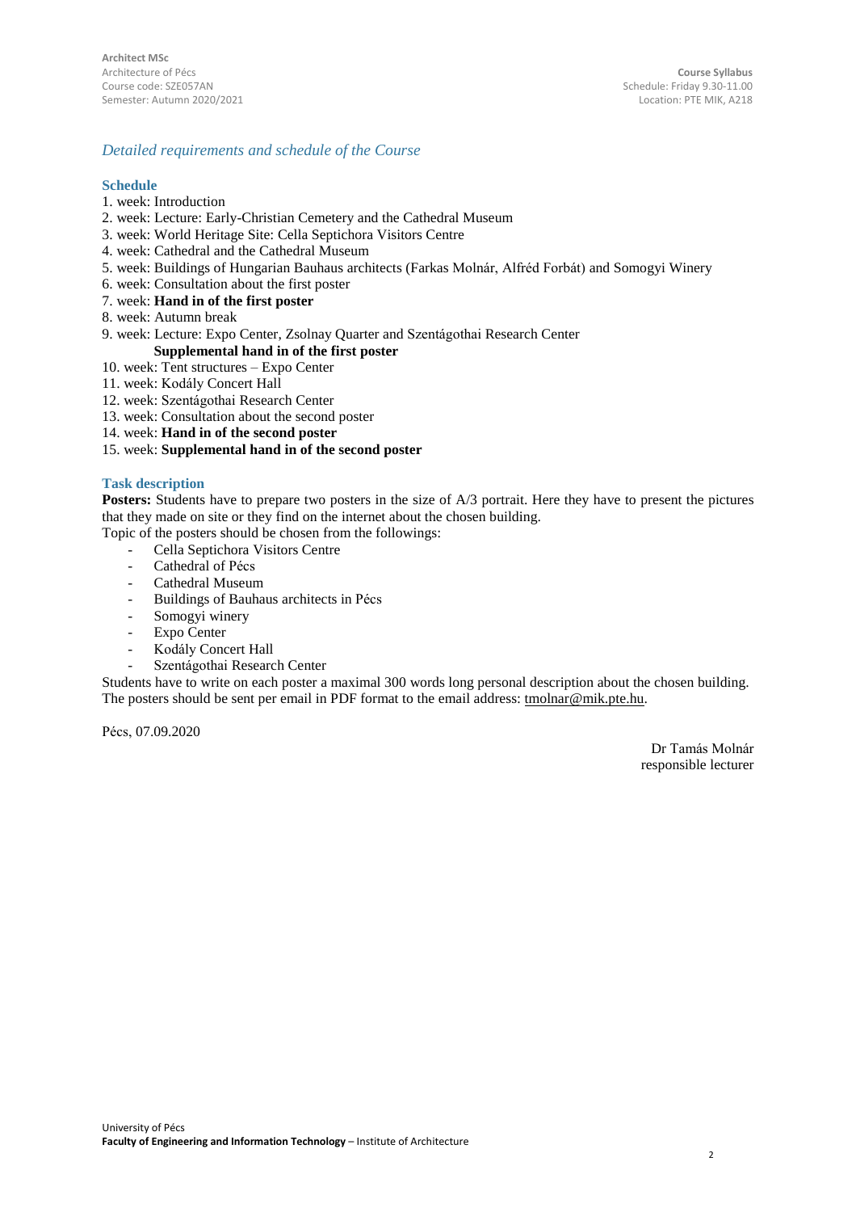## *Detailed requirements and schedule of the Course*

### Schedule

1. week: Introduction
2. week: Lecture: Early-Christian Cemetery and the Cathedral Museum
3. week: World Heritage Site: Cella Septichora Visitors Centre
4. week: Cathedral and the Cathedral Museum
5. week: Buildings of Hungarian Bauhaus architects (Farkas Molnár, Alfréd Forbát) and Somogyi Winery
6. week: Consultation about the first poster
7. week: **Hand in of the first poster**
8. week: Autumn break
9. week: Lecture: Expo Center, Zsolnay Quarter and Szentágothai Research Center
   **Supplemental hand in of the first poster**
10. week: Tent structures – Expo Center
11. week: Kodály Concert Hall
12. week: Szentágothai Research Center
13. week: Consultation about the second poster
14. week: **Hand in of the second poster**
15. week: **Supplemental hand in of the second poster**

### Task description

**Posters:** Students have to prepare two posters in the size of A/3 portrait. Here they have to present the pictures that they made on site or they find on the internet about the chosen building.

Topic of the posters should be chosen from the followings:

- Cella Septichora Visitors Centre
- Cathedral of Pécs
- Cathedral Museum
- Buildings of Bauhaus architects in Pécs
- Somogyi winery
- Expo Center
- Kodály Concert Hall
- Szentágothai Research Center

Students have to write on each poster a maximal 300 words long personal description about the chosen building. The posters should be sent per email in PDF format to the email address: tmolnar@mik.pte.hu.

Pécs, 07.09.2020

Dr Tamás Molnár
responsible lecturer